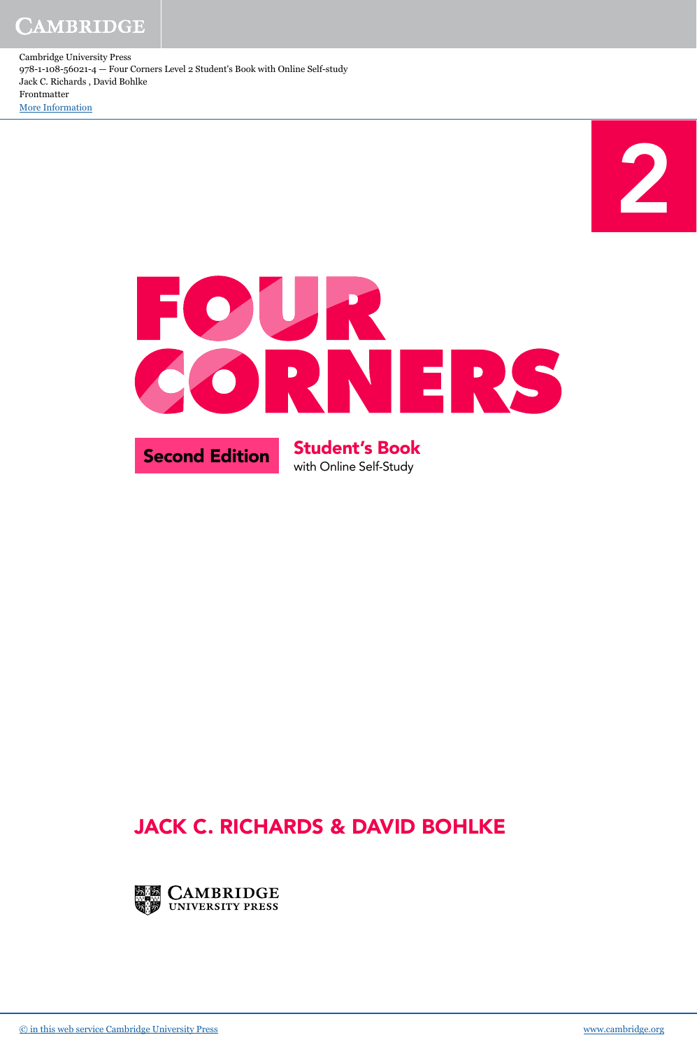Cambridge University Press
978-1-108-56021-4 — Four Corners Level 2 Student's Book with Online Self-study
Jack C. Richards , David Bohlke
Frontmatter
More Information

2

# FOUR CORNERS

**Second Edition**

**Student's Book**
with Online Self-Study

## JACK C. RICHARDS & DAVID BOHLKE

CAMBRIDGE UNIVERSITY PRESS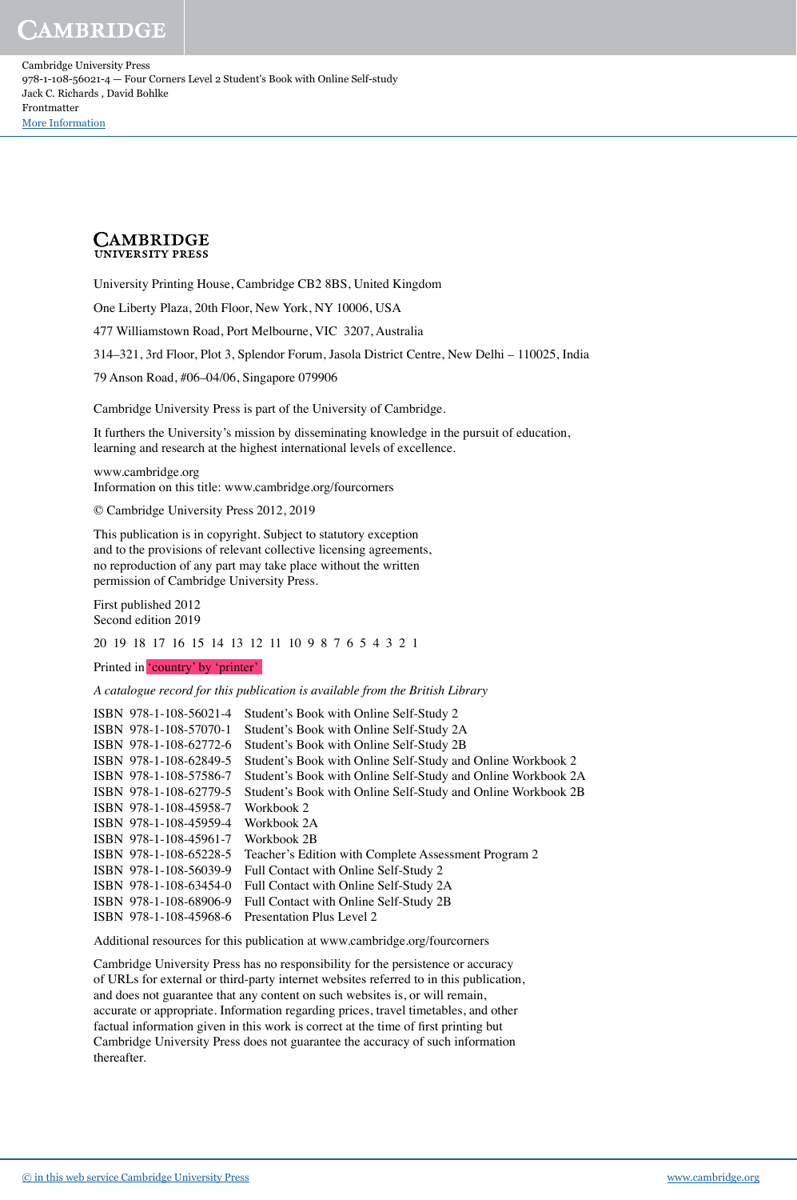**CAMBRIDGE**
UNIVERSITY PRESS

University Printing House, Cambridge CB2 8BS, United Kingdom

One Liberty Plaza, 20th Floor, New York, NY 10006, USA

477 Williamstown Road, Port Melbourne, VIC 3207, Australia

314–321, 3rd Floor, Plot 3, Splendor Forum, Jasola District Centre, New Delhi – 110025, India

79 Anson Road, #06–04/06, Singapore 079906

Cambridge University Press is part of the University of Cambridge.

It furthers the University's mission by disseminating knowledge in the pursuit of education, learning and research at the highest international levels of excellence.

www.cambridge.org
Information on this title: www.cambridge.org/fourcorners

© Cambridge University Press 2012, 2019

This publication is in copyright. Subject to statutory exception and to the provisions of relevant collective licensing agreements, no reproduction of any part may take place without the written permission of Cambridge University Press.

First published 2012
Second edition 2019

20 19 18 17 16 15 14 13 12 11 10 9 8 7 6 5 4 3 2 1

Printed in 'country' by 'printer'

*A catalogue record for this publication is available from the British Library*

ISBN 978-1-108-56021-4 Student's Book with Online Self-Study 2
ISBN 978-1-108-57070-1 Student's Book with Online Self-Study 2A
ISBN 978-1-108-62772-6 Student's Book with Online Self-Study 2B
ISBN 978-1-108-62849-5 Student's Book with Online Self-Study and Online Workbook 2
ISBN 978-1-108-57586-7 Student's Book with Online Self-Study and Online Workbook 2A
ISBN 978-1-108-62779-5 Student's Book with Online Self-Study and Online Workbook 2B
ISBN 978-1-108-45958-7 Workbook 2
ISBN 978-1-108-45959-4 Workbook 2A
ISBN 978-1-108-45961-7 Workbook 2B
ISBN 978-1-108-65228-5 Teacher's Edition with Complete Assessment Program 2
ISBN 978-1-108-56039-9 Full Contact with Online Self-Study 2
ISBN 978-1-108-63454-0 Full Contact with Online Self-Study 2A
ISBN 978-1-108-68906-9 Full Contact with Online Self-Study 2B
ISBN 978-1-108-45968-6 Presentation Plus Level 2

Additional resources for this publication at www.cambridge.org/fourcorners

Cambridge University Press has no responsibility for the persistence or accuracy of URLs for external or third-party internet websites referred to in this publication, and does not guarantee that any content on such websites is, or will remain, accurate or appropriate. Information regarding prices, travel timetables, and other factual information given in this work is correct at the time of first printing but Cambridge University Press does not guarantee the accuracy of such information thereafter.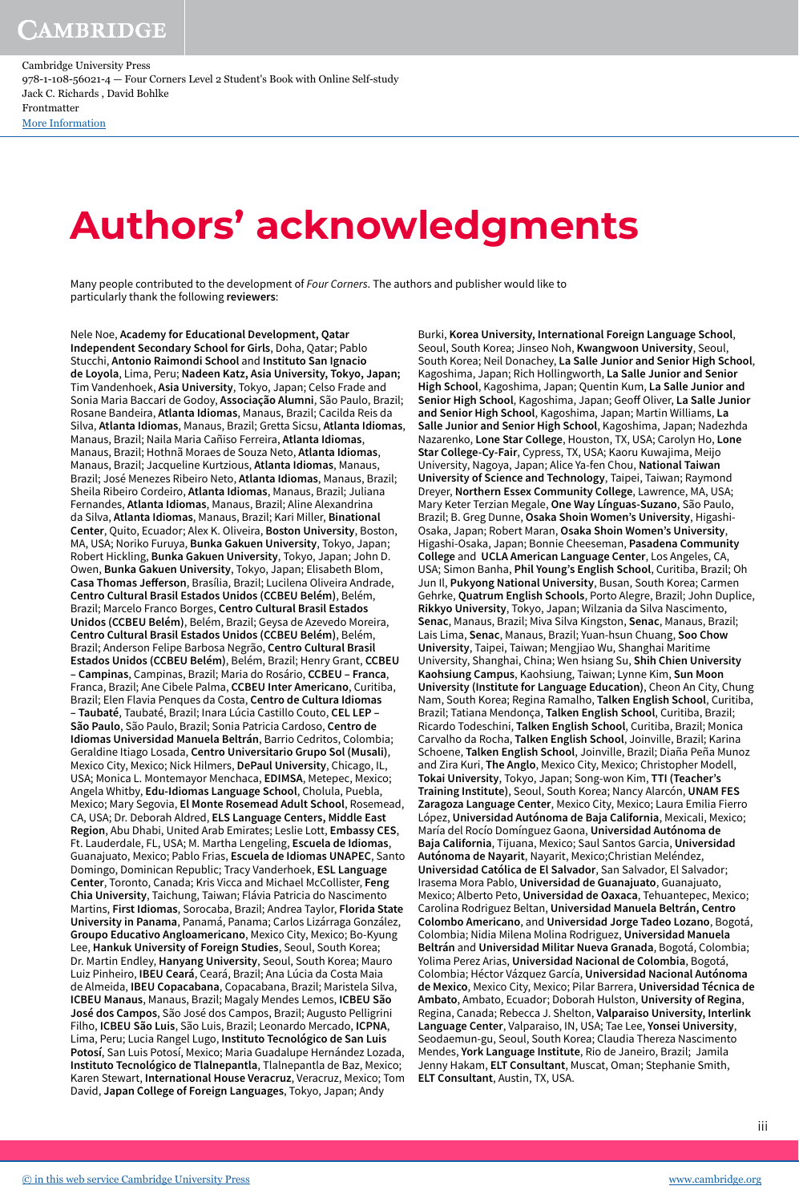# Authors' acknowledgments

Many people contributed to the development of *Four Corners*. The authors and publisher would like to particularly thank the following **reviewers**:

Nele Noe, **Academy for Educational Development, Qatar Independent Secondary School for Girls**, Doha, Qatar; Pablo Stucchi, **Antonio Raimondi School** and **Instituto San Ignacio de Loyola**, Lima, Peru; **Nadeen Katz, Asia University, Tokyo, Japan;** Tim Vandenhoek, **Asia University**, Tokyo, Japan; Celso Frade and Sonia Maria Baccari de Godoy, **Associação Alumni**, São Paulo, Brazil; Rosane Bandeira, **Atlanta Idiomas**, Manaus, Brazil; Cacilda Reis da Silva, **Atlanta Idiomas**, Manaus, Brazil; Gretta Sicsu, **Atlanta Idiomas**, Manaus, Brazil; Naila Maria Cañiso Ferreira, **Atlanta Idiomas**, Manaus, Brazil; Hothnã Moraes de Souza Neto, **Atlanta Idiomas**, Manaus, Brazil; Jacqueline Kurtzious, **Atlanta Idiomas**, Manaus, Brazil; José Menezes Ribeiro Neto, **Atlanta Idiomas**, Manaus, Brazil; Sheila Ribeiro Cordeiro, **Atlanta Idiomas**, Manaus, Brazil; Juliana Fernandes, **Atlanta Idiomas**, Manaus, Brazil; Aline Alexandrina da Silva, **Atlanta Idiomas**, Manaus, Brazil; Kari Miller, **Binational Center**, Quito, Ecuador; Alex K. Oliveira, **Boston University**, Boston, MA, USA; Noriko Furuya, **Bunka Gakuen University**, Tokyo, Japan; Robert Hickling, **Bunka Gakuen University**, Tokyo, Japan; John D. Owen, **Bunka Gakuen University**, Tokyo, Japan; Elisabeth Blom, **Casa Thomas Jefferson**, Brasília, Brazil; Lucilena Oliveira Andrade, **Centro Cultural Brasil Estados Unidos (CCBEU Belém)**, Belém, Brazil; Marcelo Franco Borges, **Centro Cultural Brasil Estados Unidos (CCBEU Belém)**, Belém, Brazil; Geysa de Azevedo Moreira, **Centro Cultural Brasil Estados Unidos (CCBEU Belém)**, Belém, Brazil; Anderson Felipe Barbosa Negrão, **Centro Cultural Brasil Estados Unidos (CCBEU Belém)**, Belém, Brazil; Henry Grant, **CCBEU – Campinas**, Campinas, Brazil; Maria do Rosário, **CCBEU – Franca**, Franca, Brazil; Ane Cibele Palma, **CCBEU Inter Americano**, Curitiba, Brazil; Elen Flavia Penques da Costa, **Centro de Cultura Idiomas – Taubaté**, Taubaté, Brazil; Inara Lúcia Castillo Couto, **CEL LEP – São Paulo**, São Paulo, Brazil; Sonia Patricia Cardoso, **Centro de Idiomas Universidad Manuela Beltrán**, Barrio Cedritos, Colombia; Geraldine Itiago Losada, **Centro Universitario Grupo Sol (Musali)**, Mexico City, Mexico; Nick Hilmers, **DePaul University**, Chicago, IL, USA; Monica L. Montemayor Menchaca, **EDIMSA**, Metepec, Mexico; Angela Whitby, **Edu-Idiomas Language School**, Cholula, Puebla, Mexico; Mary Segovia, **El Monte Rosemead Adult School**, Rosemead, CA, USA; Dr. Deborah Aldred, **ELS Language Centers, Middle East Region**, Abu Dhabi, United Arab Emirates; Leslie Lott, **Embassy CES**, Ft. Lauderdale, FL, USA; M. Martha Lengeling, **Escuela de Idiomas**, Guanajuato, Mexico; Pablo Frias, **Escuela de Idiomas UNAPEC**, Santo Domingo, Dominican Republic; Tracy Vanderhoek, **ESL Language Center**, Toronto, Canada; Kris Vicca and Michael McCollister, **Feng Chia University**, Taichung, Taiwan; Flávia Patricia do Nascimento Martins, **First Idiomas**, Sorocaba, Brazil; Andrea Taylor, **Florida State University in Panama**, Panamá, Panama; Carlos Lizárraga González, **Groupo Educativo Angloamericano**, Mexico City, Mexico; Bo-Kyung Lee, **Hankuk University of Foreign Studies**, Seoul, South Korea; Dr. Martin Endley, **Hanyang University**, Seoul, South Korea; Mauro Luiz Pinheiro, **IBEU Ceará**, Ceará, Brazil; Ana Lúcia da Costa Maia de Almeida, **IBEU Copacabana**, Copacabana, Brazil; Maristela Silva, **ICBEU Manaus**, Manaus, Brazil; Magaly Mendes Lemos, **ICBEU São José dos Campos**, São José dos Campos, Brazil; Augusto Pelligrini Filho, **ICBEU São Luis**, São Luis, Brazil; Leonardo Mercado, **ICPNA**, Lima, Peru; Lucia Rangel Lugo, **Instituto Tecnológico de San Luis Potosí**, San Luis Potosí, Mexico; Maria Guadalupe Hernández Lozada, **Instituto Tecnológico de Tlalnepantla**, Tlalnepantla de Baz, Mexico; Karen Stewart, **International House Veracruz**, Veracruz, Mexico; Tom David, **Japan College of Foreign Languages**, Tokyo, Japan; Andy Burki, **Korea University, International Foreign Language School**, Seoul, South Korea; Jinseo Noh, **Kwangwoon University**, Seoul, South Korea; Neil Donachey, **La Salle Junior and Senior High School**, Kagoshima, Japan; Rich Hollingworth, **La Salle Junior and Senior High School**, Kagoshima, Japan; Quentin Kum, **La Salle Junior and Senior High School**, Kagoshima, Japan; Geoff Oliver, **La Salle Junior and Senior High School**, Kagoshima, Japan; Martin Williams, **La Salle Junior and Senior High School**, Kagoshima, Japan; Nadezhda Nazarenko, **Lone Star College**, Houston, TX, USA; Carolyn Ho, **Lone Star College-Cy-Fair**, Cypress, TX, USA; Kaoru Kuwajima, Meijo University, Nagoya, Japan; Alice Ya-fen Chou, **National Taiwan University of Science and Technology**, Taipei, Taiwan; Raymond Dreyer, **Northern Essex Community College**, Lawrence, MA, USA; Mary Keter Terzian Megale, **One Way Línguas-Suzano**, São Paulo, Brazil; B. Greg Dunne, **Osaka Shoin Women's University**, Higashi-Osaka, Japan; Robert Maran, **Osaka Shoin Women's University**, Higashi-Osaka, Japan; Bonnie Cheeseman, **Pasadena Community College** and **UCLA American Language Center**, Los Angeles, CA, USA; Simon Banha, **Phil Young's English School**, Curitiba, Brazil; Oh Jun Il, **Pukyong National University**, Busan, South Korea; Carmen Gehrke, **Quatrum English Schools**, Porto Alegre, Brazil; John Duplice, **Rikkyo University**, Tokyo, Japan; Wilzania da Silva Nascimento, **Senac**, Manaus, Brazil; Miva Silva Kingston, **Senac**, Manaus, Brazil; Lais Lima, **Senac**, Manaus, Brazil; Yuan-hsun Chuang, **Soo Chow University**, Taipei, Taiwan; Mengjiao Wu, Shanghai Maritime University, Shanghai, China; Wen hsiang Su, **Shih Chien University Kaohsiung Campus**, Kaohsiung, Taiwan; Lynne Kim, **Sun Moon University (Institute for Language Education)**, Cheon An City, Chung Nam, South Korea; Regina Ramalho, **Talken English School**, Curitiba, Brazil; Tatiana Mendonça, **Talken English School**, Curitiba, Brazil; Ricardo Todeschini, **Talken English School**, Curitiba, Brazil; Monica Carvalho da Rocha, **Talken English School**, Joinville, Brazil; Karina Schoene, **Talken English School**, Joinville, Brazil; Diaña Peña Munoz and Zira Kuri, **The Anglo**, Mexico City, Mexico; Christopher Modell, **Tokai University**, Tokyo, Japan; Song-won Kim, **TTI (Teacher's Training Institute)**, Seoul, South Korea; Nancy Alarcón, **UNAM FES Zaragoza Language Center**, Mexico City, Mexico; Laura Emilia Fierro López, **Universidad Autónoma de Baja California**, Mexicali, Mexico; María del Rocío Domínguez Gaona, **Universidad Autónoma de Baja California**, Tijuana, Mexico; Saul Santos Garcia, **Universidad Autónoma de Nayarit**, Nayarit, Mexico;Christian Meléndez, **Universidad Católica de El Salvador**, San Salvador, El Salvador; Irasema Mora Pablo, **Universidad de Guanajuato**, Guanajuato, Mexico; Alberto Peto, **Universidad de Oaxaca**, Tehuantepec, Mexico; Carolina Rodriguez Beltan, **Universidad Manuela Beltrán, Centro Colombo Americano**, and **Universidad Jorge Tadeo Lozano**, Bogotá, Colombia; Nidia Milena Molina Rodriguez, **Universidad Manuela Beltrán** and **Universidad Militar Nueva Granada**, Bogotá, Colombia; Yolima Perez Arias, **Universidad Nacional de Colombia**, Bogotá, Colombia; Héctor Vázquez García, **Universidad Nacional Autónoma de Mexico**, Mexico City, Mexico; Pilar Barrera, **Universidad Técnica de Ambato**, Ambato, Ecuador; Doborah Hulston, **University of Regina**, Regina, Canada; Rebecca J. Shelton, **Valparaiso University, Interlink Language Center**, Valparaiso, IN, USA; Tae Lee, **Yonsei University**, Seodaemun-gu, Seoul, South Korea; Claudia Thereza Nascimento Mendes, **York Language Institute**, Rio de Janeiro, Brazil; Jamila Jenny Hakam, **ELT Consultant**, Muscat, Oman; Stephanie Smith, **ELT Consultant**, Austin, TX, USA.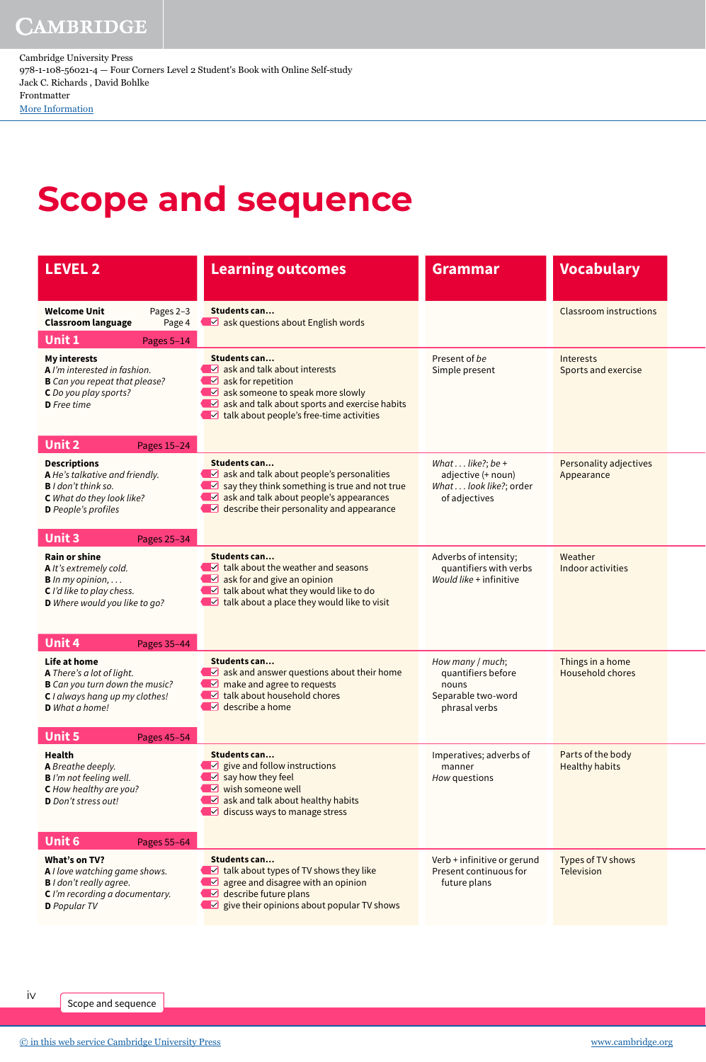Cambridge University Press
978-1-108-56021-4 — Four Corners Level 2 Student's Book with Online Self-study
Jack C. Richards , David Bohlke
Frontmatter
More Information

# Scope and sequence

| LEVEL 2 | Learning outcomes | Grammar | Vocabulary |
|---|---|---|---|
| **Welcome Unit** Pages 2–3<br>**Classroom language** Page 4 | **Students can...**<br>☑ ask questions about English words | | Classroom instructions |
| **Unit 1** Pages 5–14 | | | |
| **My interests**<br>**A** *I'm interested in fashion.*<br>**B** *Can you repeat that please?*<br>**C** *Do you play sports?*<br>**D** *Free time* | **Students can...**<br>☑ ask and talk about interests<br>☑ ask for repetition<br>☑ ask someone to speak more slowly<br>☑ ask and talk about sports and exercise habits<br>☑ talk about people's free-time activities | Present of *be*<br>Simple present | Interests<br>Sports and exercise |
| **Unit 2** Pages 15–24 | | | |
| **Descriptions**<br>**A** *He's talkative and friendly.*<br>**B** *I don't think so.*<br>**C** *What do they look like?*<br>**D** *People's profiles* | **Students can...**<br>☑ ask and talk about people's personalities<br>☑ say they think something is true and not true<br>☑ ask and talk about people's appearances<br>☑ describe their personality and appearance | *What . . . like?*; *be* + adjective (+ noun)<br>*What . . . look like?*; order of adjectives | Personality adjectives<br>Appearance |
| **Unit 3** Pages 25–34 | | | |
| **Rain or shine**<br>**A** *It's extremely cold.*<br>**B** *In my opinion, . . .*<br>**C** *I'd like to play chess.*<br>**D** *Where would you like to go?* | **Students can...**<br>☑ talk about the weather and seasons<br>☑ ask for and give an opinion<br>☑ talk about what they would like to do<br>☑ talk about a place they would like to visit | Adverbs of intensity; quantifiers with verbs<br>*Would like* + infinitive | Weather<br>Indoor activities |
| **Unit 4** Pages 35–44 | | | |
| **Life at home**<br>**A** *There's a lot of light.*<br>**B** *Can you turn down the music?*<br>**C** *I always hang up my clothes!*<br>**D** *What a home!* | **Students can...**<br>☑ ask and answer questions about their home<br>☑ make and agree to requests<br>☑ talk about household chores<br>☑ describe a home | *How many / much*; quantifiers before nouns<br>Separable two-word phrasal verbs | Things in a home<br>Household chores |
| **Unit 5** Pages 45–54 | | | |
| **Health**<br>**A** *Breathe deeply.*<br>**B** *I'm not feeling well.*<br>**C** *How healthy are you?*<br>**D** *Don't stress out!* | **Students can...**<br>☑ give and follow instructions<br>☑ say how they feel<br>☑ wish someone well<br>☑ ask and talk about healthy habits<br>☑ discuss ways to manage stress | Imperatives; adverbs of manner<br>*How* questions | Parts of the body<br>Healthy habits |
| **Unit 6** Pages 55–64 | | | |
| **What's on TV?**<br>**A** *I love watching game shows.*<br>**B** *I don't really agree.*<br>**C** *I'm recording a documentary.*<br>**D** *Popular TV* | **Students can...**<br>☑ talk about types of TV shows they like<br>☑ agree and disagree with an opinion<br>☑ describe future plans<br>☑ give their opinions about popular TV shows | Verb + infinitive or gerund<br>Present continuous for future plans | Types of TV shows<br>Television |

© in this web service Cambridge University Press www.cambridge.org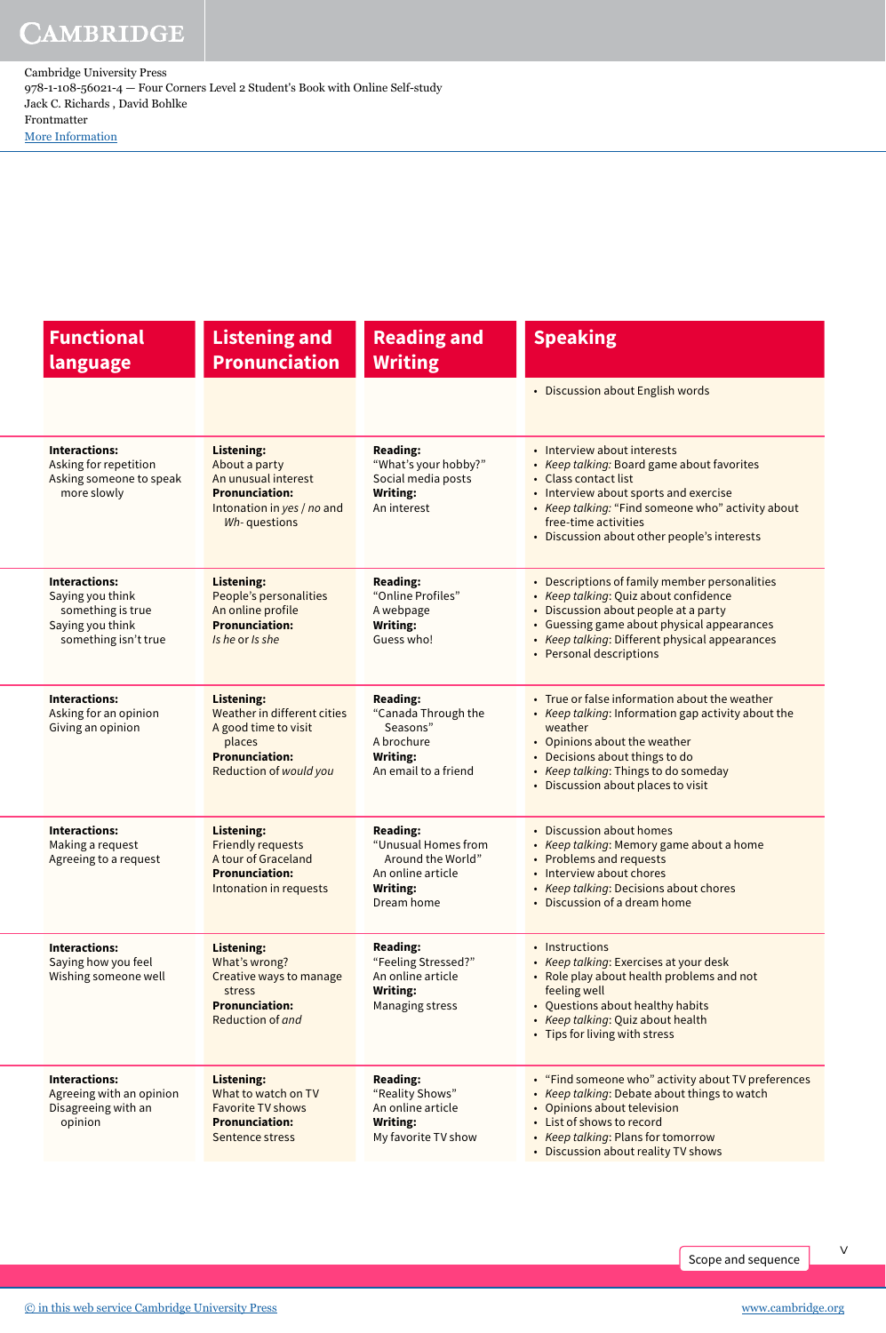| Functional language | Listening and Pronunciation | Reading and Writing | Speaking |
|---|---|---|---|
| | | | • Discussion about English words |
| **Interactions:**<br>Asking for repetition<br>Asking someone to speak more slowly | **Listening:**<br>About a party<br>An unusual interest<br>**Pronunciation:**<br>Intonation in *yes* / *no* and *Wh-* questions | **Reading:**<br>"What's your hobby?"<br>Social media posts<br>**Writing:**<br>An interest | • Interview about interests<br>• *Keep talking:* Board game about favorites<br>• Class contact list<br>• Interview about sports and exercise<br>• *Keep talking:* "Find someone who" activity about free-time activities<br>• Discussion about other people's interests |
| **Interactions:**<br>Saying you think something is true<br>Saying you think something isn't true | **Listening:**<br>People's personalities<br>An online profile<br>**Pronunciation:**<br>*Is he* or *Is she* | **Reading:**<br>"Online Profiles"<br>A webpage<br>**Writing:**<br>Guess who! | • Descriptions of family member personalities<br>• *Keep talking*: Quiz about confidence<br>• Discussion about people at a party<br>• Guessing game about physical appearances<br>• *Keep talking*: Different physical appearances<br>• Personal descriptions |
| **Interactions:**<br>Asking for an opinion<br>Giving an opinion | **Listening:**<br>Weather in different cities<br>A good time to visit places<br>**Pronunciation:**<br>Reduction of *would you* | **Reading:**<br>"Canada Through the Seasons"<br>A brochure<br>**Writing:**<br>An email to a friend | • True or false information about the weather<br>• *Keep talking*: Information gap activity about the weather<br>• Opinions about the weather<br>• Decisions about things to do<br>• *Keep talking*: Things to do someday<br>• Discussion about places to visit |
| **Interactions:**<br>Making a request<br>Agreeing to a request | **Listening:**<br>Friendly requests<br>A tour of Graceland<br>**Pronunciation:**<br>Intonation in requests | **Reading:**<br>"Unusual Homes from Around the World"<br>An online article<br>**Writing:**<br>Dream home | • Discussion about homes<br>• *Keep talking*: Memory game about a home<br>• Problems and requests<br>• Interview about chores<br>• *Keep talking*: Decisions about chores<br>• Discussion of a dream home |
| **Interactions:**<br>Saying how you feel<br>Wishing someone well | **Listening:**<br>What's wrong?<br>Creative ways to manage stress<br>**Pronunciation:**<br>Reduction of *and* | **Reading:**<br>"Feeling Stressed?"<br>An online article<br>**Writing:**<br>Managing stress | • Instructions<br>• *Keep talking*: Exercises at your desk<br>• Role play about health problems and not feeling well<br>• Questions about healthy habits<br>• *Keep talking*: Quiz about health<br>• Tips for living with stress |
| **Interactions:**<br>Agreeing with an opinion<br>Disagreeing with an opinion | **Listening:**<br>What to watch on TV<br>Favorite TV shows<br>**Pronunciation:**<br>Sentence stress | **Reading:**<br>"Reality Shows"<br>An online article<br>**Writing:**<br>My favorite TV show | • "Find someone who" activity about TV preferences<br>• *Keep talking*: Debate about things to watch<br>• Opinions about television<br>• List of shows to record<br>• *Keep talking*: Plans for tomorrow<br>• Discussion about reality TV shows |

Scope and sequence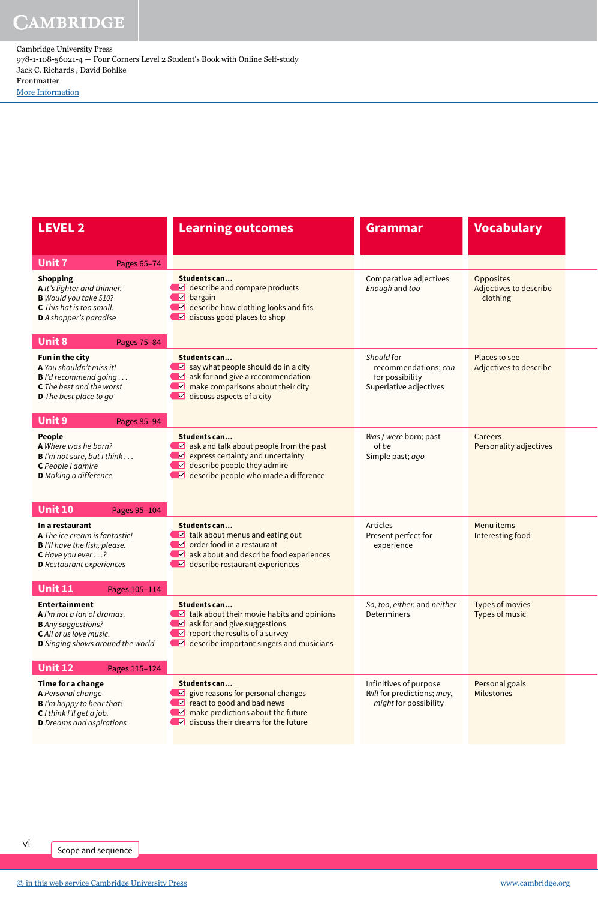Cambridge University Press
978-1-108-56021-4 — Four Corners Level 2 Student's Book with Online Self-study
Jack C. Richards , David Bohlke
Frontmatter
More Information

| LEVEL 2 | Learning outcomes | Grammar | Vocabulary |
|---|---|---|---|
| **Unit 7** Pages 65–74 | | | |
| **Shopping**<br>**A** *It's lighter and thinner.*<br>**B** *Would you take $10?*<br>**C** *This hat is too small.*<br>**D** *A shopper's paradise* | **Students can...**<br>☑ describe and compare products<br>☑ bargain<br>☑ describe how clothing looks and fits<br>☑ discuss good places to shop | Comparative adjectives<br>*Enough* and *too* | Opposites<br>Adjectives to describe clothing |
| **Unit 8** Pages 75–84 | | | |
| **Fun in the city**<br>**A** *You shouldn't miss it!*<br>**B** *I'd recommend going . . .*<br>**C** *The best and the worst*<br>**D** *The best place to go* | **Students can...**<br>☑ say what people should do in a city<br>☑ ask for and give a recommendation<br>☑ make comparisons about their city<br>☑ discuss aspects of a city | *Should* for recommendations; *can* for possibility<br>Superlative adjectives | Places to see<br>Adjectives to describe |
| **Unit 9** Pages 85–94 | | | |
| **People**<br>**A** *Where was he born?*<br>**B** *I'm not sure, but I think . . .*<br>**C** *People I admire*<br>**D** *Making a difference* | **Students can...**<br>☑ ask and talk about people from the past<br>☑ express certainty and uncertainty<br>☑ describe people they admire<br>☑ describe people who made a difference | *Was / were* born; past of *be*<br>Simple past; *ago* | Careers<br>Personality adjectives |
| **Unit 10** Pages 95–104 | | | |
| **In a restaurant**<br>**A** *The ice cream is fantastic!*<br>**B** *I'll have the fish, please.*<br>**C** *Have you ever . . .?*<br>**D** *Restaurant experiences* | **Students can...**<br>☑ talk about menus and eating out<br>☑ order food in a restaurant<br>☑ ask about and describe food experiences<br>☑ describe restaurant experiences | Articles<br>Present perfect for experience | Menu items<br>Interesting food |
| **Unit 11** Pages 105–114 | | | |
| **Entertainment**<br>**A** *I'm not a fan of dramas.*<br>**B** *Any suggestions?*<br>**C** *All of us love music.*<br>**D** *Singing shows around the world* | **Students can...**<br>☑ talk about their movie habits and opinions<br>☑ ask for and give suggestions<br>☑ report the results of a survey<br>☑ describe important singers and musicians | *So, too, either,* and *neither*<br>Determiners | Types of movies<br>Types of music |
| **Unit 12** Pages 115–124 | | | |
| **Time for a change**<br>**A** *Personal change*<br>**B** *I'm happy to hear that!*<br>**C** *I think I'll get a job.*<br>**D** *Dreams and aspirations* | **Students can...**<br>☑ give reasons for personal changes<br>☑ react to good and bad news<br>☑ make predictions about the future<br>☑ discuss their dreams for the future | Infinitives of purpose<br>*Will* for predictions; *may, might* for possibility | Personal goals<br>Milestones |

Scope and sequence

© in this web service Cambridge University Press www.cambridge.org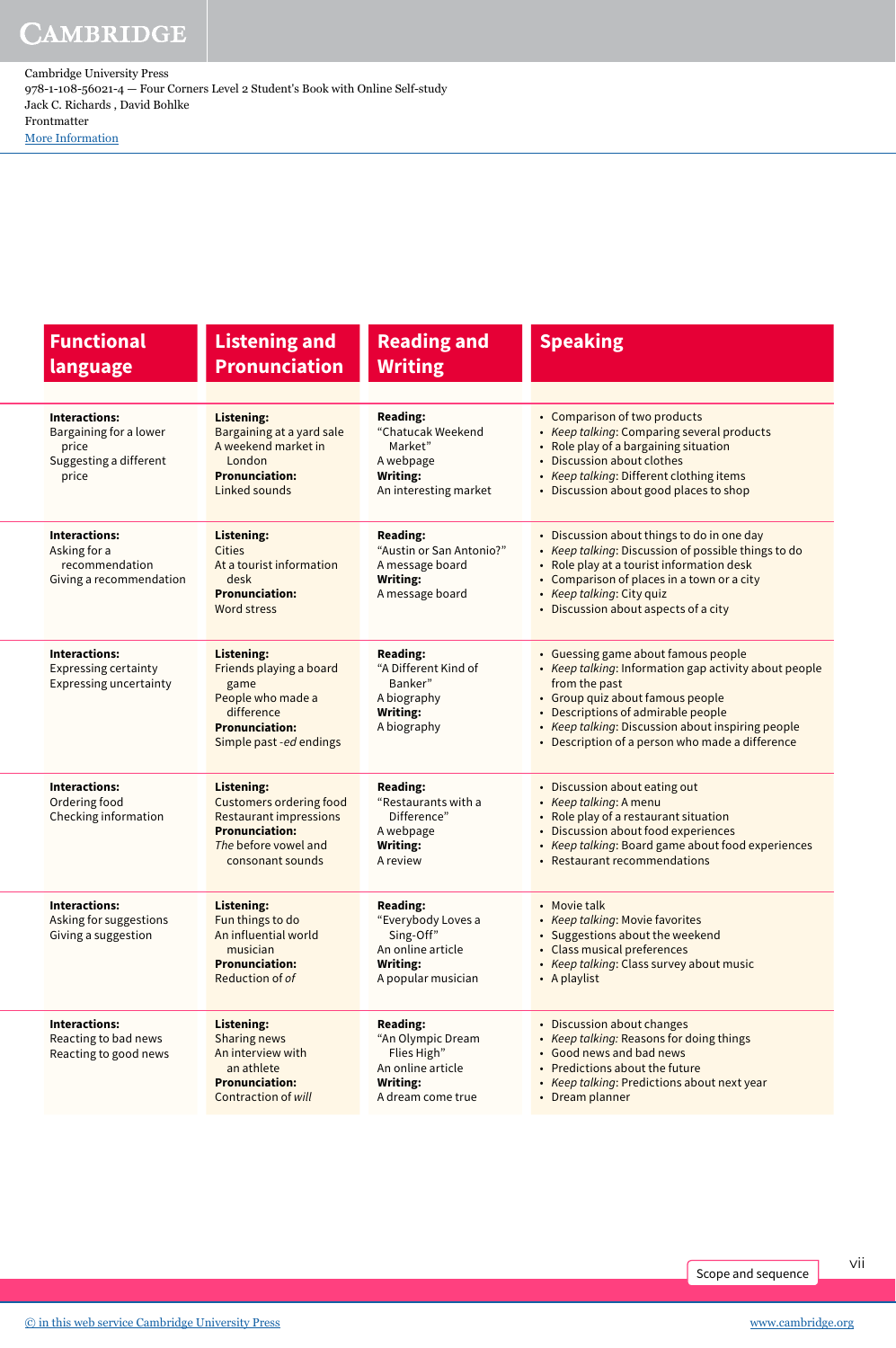Cambridge University Press
978-1-108-56021-4 — Four Corners Level 2 Student's Book with Online Self-study
Jack C. Richards , David Bohlke
Frontmatter
More Information

| Functional language | Listening and Pronunciation | Reading and Writing | Speaking |
| --- | --- | --- | --- |
| **Interactions:** Bargaining for a lower price; Suggesting a different price | **Listening:** Bargaining at a yard sale; A weekend market in London **Pronunciation:** Linked sounds | **Reading:** "Chatucak Weekend Market" A webpage **Writing:** An interesting market | • Comparison of two products • *Keep talking*: Comparing several products • Role play of a bargaining situation • Discussion about clothes • *Keep talking*: Different clothing items • Discussion about good places to shop |
| **Interactions:** Asking for a recommendation; Giving a recommendation | **Listening:** Cities; At a tourist information desk **Pronunciation:** Word stress | **Reading:** "Austin or San Antonio?" A message board **Writing:** A message board | • Discussion about things to do in one day • *Keep talking*: Discussion of possible things to do • Role play at a tourist information desk • Comparison of places in a town or a city • *Keep talking*: City quiz • Discussion about aspects of a city |
| **Interactions:** Expressing certainty; Expressing uncertainty | **Listening:** Friends playing a board game; People who made a difference **Pronunciation:** Simple past *-ed* endings | **Reading:** "A Different Kind of Banker" A biography **Writing:** A biography | • Guessing game about famous people • *Keep talking*: Information gap activity about people from the past • Group quiz about famous people • Descriptions of admirable people • *Keep talking*: Discussion about inspiring people • Description of a person who made a difference |
| **Interactions:** Ordering food; Checking information | **Listening:** Customers ordering food; Restaurant impressions **Pronunciation:** *The* before vowel and consonant sounds | **Reading:** "Restaurants with a Difference" A webpage **Writing:** A review | • Discussion about eating out • *Keep talking*: A menu • Role play of a restaurant situation • Discussion about food experiences • *Keep talking*: Board game about food experiences • Restaurant recommendations |
| **Interactions:** Asking for suggestions; Giving a suggestion | **Listening:** Fun things to do; An influential world musician **Pronunciation:** Reduction of *of* | **Reading:** "Everybody Loves a Sing-Off" An online article **Writing:** A popular musician | • Movie talk • *Keep talking*: Movie favorites • Suggestions about the weekend • Class musical preferences • *Keep talking*: Class survey about music • A playlist |
| **Interactions:** Reacting to bad news; Reacting to good news | **Listening:** Sharing news; An interview with an athlete **Pronunciation:** Contraction of *will* | **Reading:** "An Olympic Dream Flies High" An online article **Writing:** A dream come true | • Discussion about changes • *Keep talking*: Reasons for doing things • Good news and bad news • Predictions about the future • *Keep talking*: Predictions about next year • Dream planner |

Scope and sequence

© in this web service Cambridge University Press www.cambridge.org